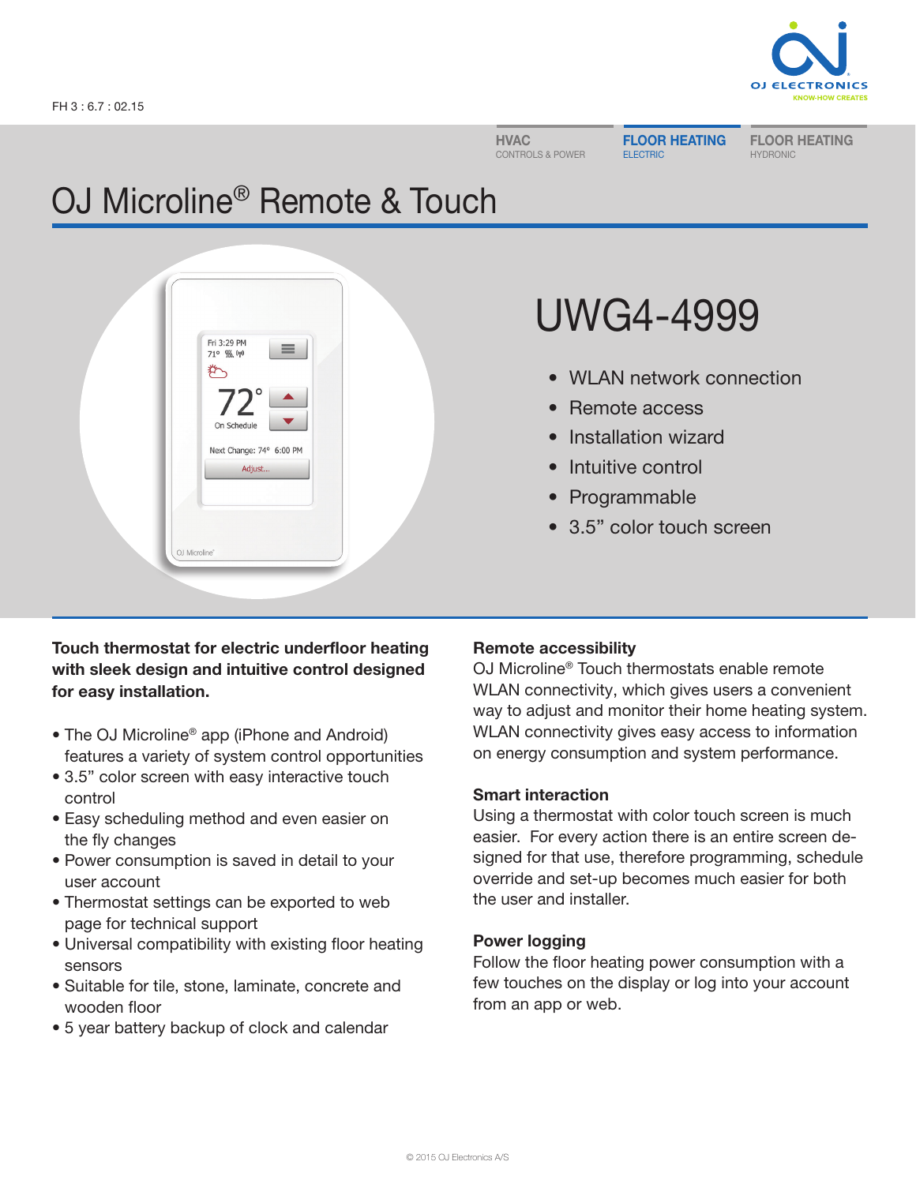FH 3 : 6.7 : 02.15

OJ ELECTRONICS
KNOW-HOW CREATES

HVAC
CONTROLS & POWER

FLOOR HEATING
ELECTRIC

FLOOR HEATING
HYDRONIC

# OJ Microline® Remote & Touch

## UWG4-4999

- WLAN network connection
- Remote access
- Installation wizard
- Intuitive control
- Programmable
- 3.5” color touch screen

**Touch thermostat for electric underfloor heating with sleek design and intuitive control designed for easy installation.**

- The OJ Microline® app (iPhone and Android) features a variety of system control opportunities
- 3.5” color screen with easy interactive touch control
- Easy scheduling method and even easier on the fly changes
- Power consumption is saved in detail to your user account
- Thermostat settings can be exported to web page for technical support
- Universal compatibility with existing floor heating sensors
- Suitable for tile, stone, laminate, concrete and wooden floor
- 5 year battery backup of clock and calendar

**Remote accessibility**

OJ Microline® Touch thermostats enable remote WLAN connectivity, which gives users a convenient way to adjust and monitor their home heating system. WLAN connectivity gives easy access to information on energy consumption and system performance.

**Smart interaction**

Using a thermostat with color touch screen is much easier. For every action there is an entire screen designed for that use, therefore programming, schedule override and set-up becomes much easier for both the user and installer.

**Power logging**

Follow the floor heating power consumption with a few touches on the display or log into your account from an app or web.

© 2015 OJ Electronics A/S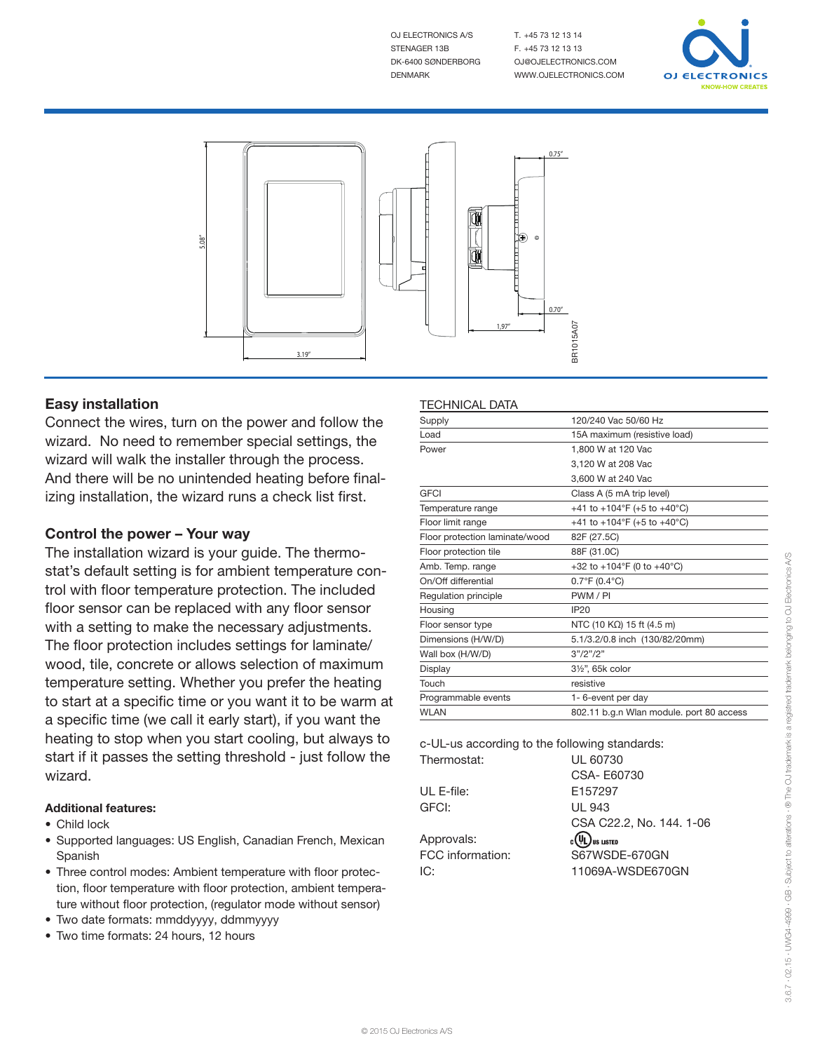OJ ELECTRONICS A/S
STENAGER 13B
DK-6400 SØNDERBORG
DENMARK

T. +45 73 12 13 14
F. +45 73 12 13 13
OJ@OJELECTRONICS.COM
WWW.OJELECTRONICS.COM

5.08"
3.19"
0.75"
0.70"
1,97"
BR1015A07

## Easy installation

Connect the wires, turn on the power and follow the wizard. No need to remember special settings, the wizard will walk the installer through the process. And there will be no unintended heating before finalizing installation, the wizard runs a check list first.

## Control the power – Your way

The installation wizard is your guide. The thermostat's default setting is for ambient temperature control with floor temperature protection. The included floor sensor can be replaced with any floor sensor with a setting to make the necessary adjustments. The floor protection includes settings for laminate/wood, tile, concrete or allows selection of maximum temperature setting. Whether you prefer the heating to start at a specific time or you want it to be warm at a specific time (we call it early start), if you want the heating to stop when you start cooling, but always to start if it passes the setting threshold - just follow the wizard.

### Additional features:

- Child lock
- Supported languages: US English, Canadian French, Mexican Spanish
- Three control modes: Ambient temperature with floor protection, floor temperature with floor protection, ambient temperature without floor protection, (regulator mode without sensor)
- Two date formats: mmddyyyy, ddmmyyyy
- Two time formats: 24 hours, 12 hours

## TECHNICAL DATA

| | |
|---|---|
| Supply | 120/240 Vac 50/60 Hz |
| Load | 15A maximum (resistive load) |
| Power | 1,800 W at 120 Vac<br>3,120 W at 208 Vac<br>3,600 W at 240 Vac |
| GFCI | Class A (5 mA trip level) |
| Temperature range | +41 to +104°F (+5 to +40°C) |
| Floor limit range | +41 to +104°F (+5 to +40°C) |
| Floor protection laminate/wood | 82F (27.5C) |
| Floor protection tile | 88F (31.0C) |
| Amb. Temp. range | +32 to +104°F (0 to +40°C) |
| On/Off differential | 0.7°F (0.4°C) |
| Regulation principle | PWM / PI |
| Housing | IP20 |
| Floor sensor type | NTC (10 KΩ) 15 ft (4.5 m) |
| Dimensions (H/W/D) | 5.1/3.2/0.8 inch (130/82/20mm) |
| Wall box (H/W/D) | 3"/2"/2" |
| Display | 3½", 65k color |
| Touch | resistive |
| Programmable events | 1- 6-event per day |
| WLAN | 802.11 b.g.n Wlan module. port 80 access |

c-UL-us according to the following standards:

| | |
|---|---|
| Thermostat: | UL 60730<br>CSA- E60730 |
| UL E-file: | E157297 |
| GFCI: | UL 943<br>CSA C22.2, No. 144. 1-06 |
| Approvals: | c UL us LISTED |
| FCC information: | S67WSDE-670GN |
| IC: | 11069A-WSDE670GN |

3.6.7 · 02.15 · UWG4-4999 · GB · Subject to alterations · ® The OJ trademark is a registred trademark belonging to OJ Electronics A/S

© 2015 OJ Electronics A/S